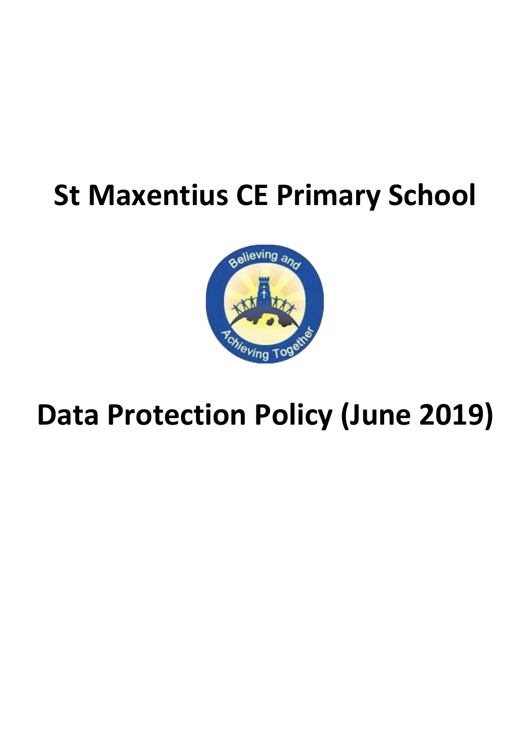# St Maxentius CE Primary School

# Data Protection Policy (June 2019)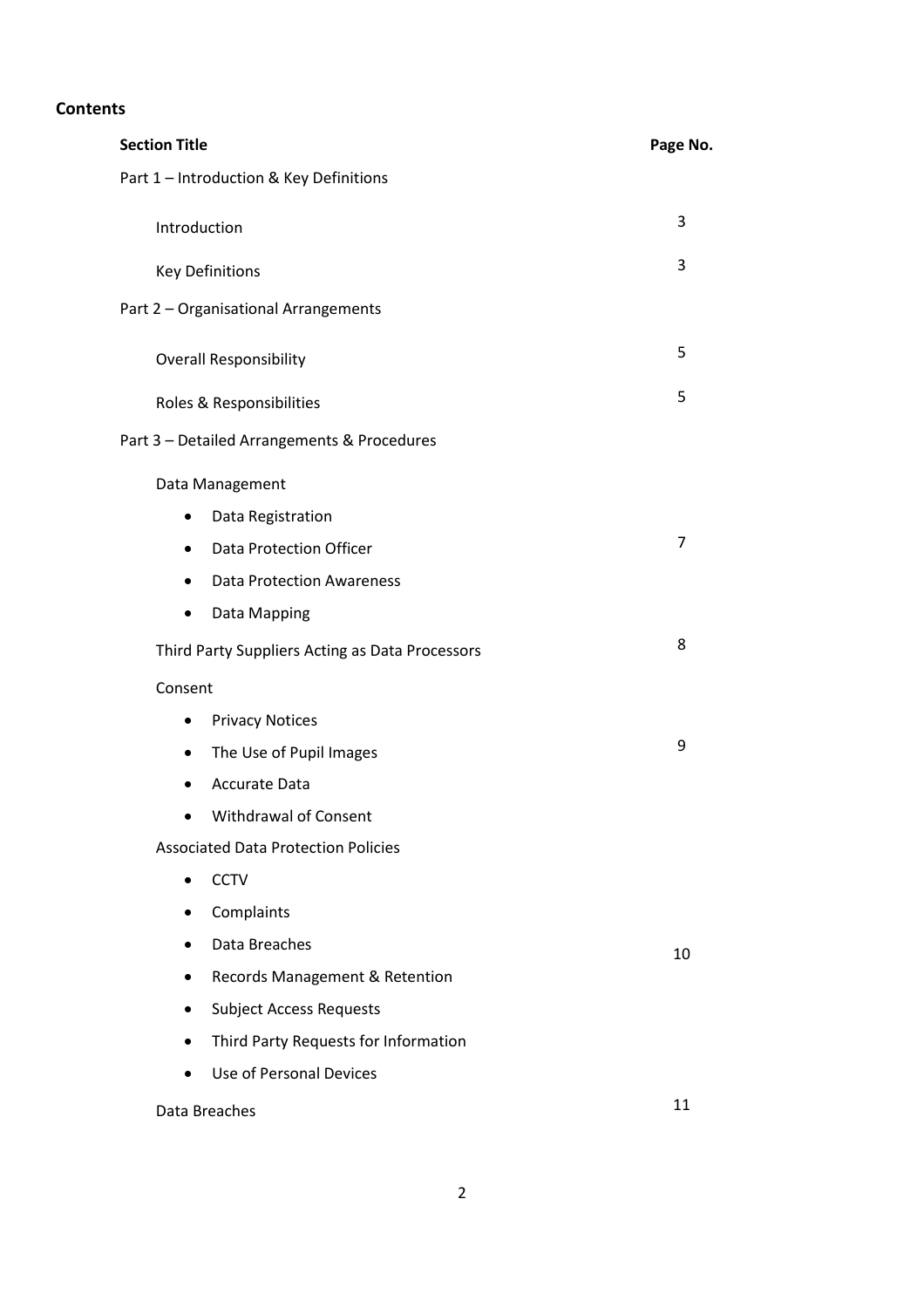**Contents**

| Section Title | Page No. |
|---|---|
| Part 1 – Introduction & Key Definitions | |
| Introduction | 3 |
| Key Definitions | 3 |
| Part 2 – Organisational Arrangements | |
| Overall Responsibility | 5 |
| Roles & Responsibilities | 5 |
| Part 3 – Detailed Arrangements & Procedures | |
| Data Management<br>• Data Registration<br>• Data Protection Officer<br>• Data Protection Awareness<br>• Data Mapping | 7 |
| Third Party Suppliers Acting as Data Processors | 8 |
| Consent<br>• Privacy Notices<br>• The Use of Pupil Images<br>• Accurate Data<br>• Withdrawal of Consent | 9 |
| Associated Data Protection Policies<br>• CCTV<br>• Complaints<br>• Data Breaches<br>• Records Management & Retention<br>• Subject Access Requests<br>• Third Party Requests for Information<br>• Use of Personal Devices | 10 |
| Data Breaches | 11 |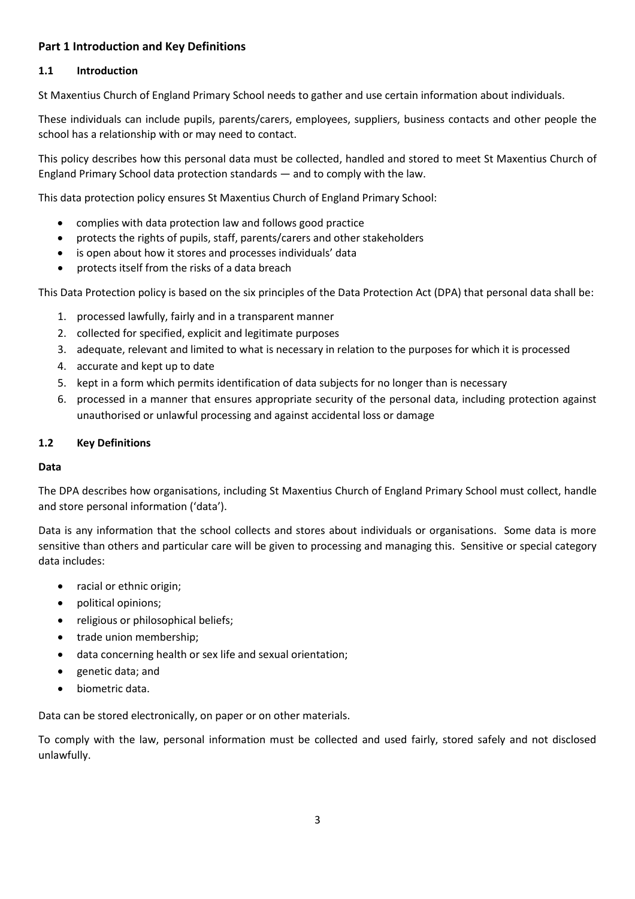## Part 1 Introduction and Key Definitions

### 1.1 Introduction

St Maxentius Church of England Primary School needs to gather and use certain information about individuals.

These individuals can include pupils, parents/carers, employees, suppliers, business contacts and other people the school has a relationship with or may need to contact.

This policy describes how this personal data must be collected, handled and stored to meet St Maxentius Church of England Primary School data protection standards — and to comply with the law.

This data protection policy ensures St Maxentius Church of England Primary School:

- complies with data protection law and follows good practice
- protects the rights of pupils, staff, parents/carers and other stakeholders
- is open about how it stores and processes individuals' data
- protects itself from the risks of a data breach

This Data Protection policy is based on the six principles of the Data Protection Act (DPA) that personal data shall be:

1. processed lawfully, fairly and in a transparent manner
2. collected for specified, explicit and legitimate purposes
3. adequate, relevant and limited to what is necessary in relation to the purposes for which it is processed
4. accurate and kept up to date
5. kept in a form which permits identification of data subjects for no longer than is necessary
6. processed in a manner that ensures appropriate security of the personal data, including protection against unauthorised or unlawful processing and against accidental loss or damage

### 1.2 Key Definitions

**Data**

The DPA describes how organisations, including St Maxentius Church of England Primary School must collect, handle and store personal information ('data').

Data is any information that the school collects and stores about individuals or organisations. Some data is more sensitive than others and particular care will be given to processing and managing this. Sensitive or special category data includes:

- racial or ethnic origin;
- political opinions;
- religious or philosophical beliefs;
- trade union membership;
- data concerning health or sex life and sexual orientation;
- genetic data; and
- biometric data.

Data can be stored electronically, on paper or on other materials.

To comply with the law, personal information must be collected and used fairly, stored safely and not disclosed unlawfully.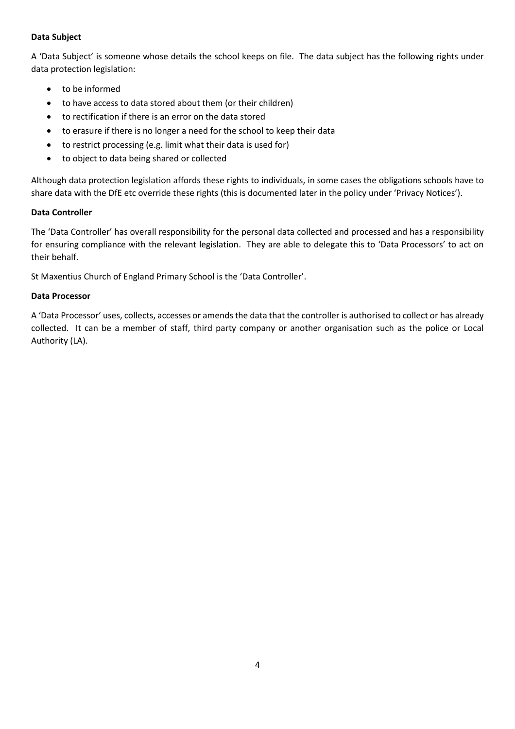**Data Subject**

A 'Data Subject' is someone whose details the school keeps on file. The data subject has the following rights under data protection legislation:

- to be informed
- to have access to data stored about them (or their children)
- to rectification if there is an error on the data stored
- to erasure if there is no longer a need for the school to keep their data
- to restrict processing (e.g. limit what their data is used for)
- to object to data being shared or collected

Although data protection legislation affords these rights to individuals, in some cases the obligations schools have to share data with the DfE etc override these rights (this is documented later in the policy under 'Privacy Notices').

**Data Controller**

The 'Data Controller' has overall responsibility for the personal data collected and processed and has a responsibility for ensuring compliance with the relevant legislation. They are able to delegate this to 'Data Processors' to act on their behalf.

St Maxentius Church of England Primary School is the 'Data Controller'.

**Data Processor**

A 'Data Processor' uses, collects, accesses or amends the data that the controller is authorised to collect or has already collected. It can be a member of staff, third party company or another organisation such as the police or Local Authority (LA).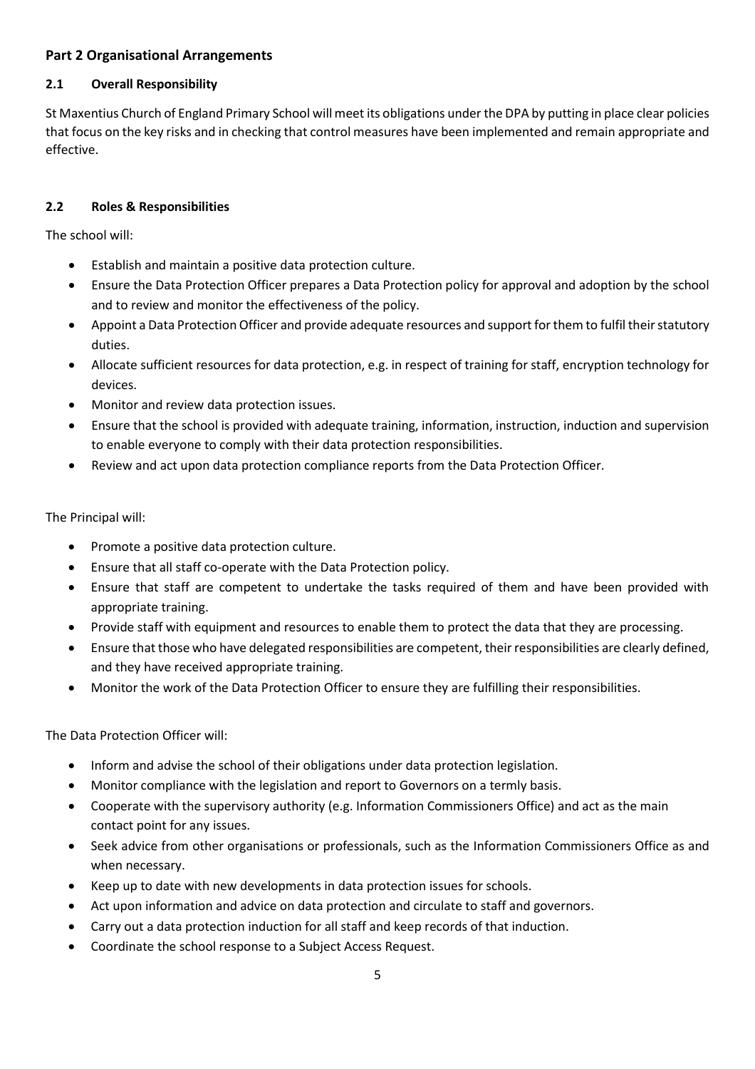## Part 2 Organisational Arrangements

### 2.1 Overall Responsibility

St Maxentius Church of England Primary School will meet its obligations under the DPA by putting in place clear policies that focus on the key risks and in checking that control measures have been implemented and remain appropriate and effective.

### 2.2 Roles & Responsibilities

The school will:

- Establish and maintain a positive data protection culture.
- Ensure the Data Protection Officer prepares a Data Protection policy for approval and adoption by the school and to review and monitor the effectiveness of the policy.
- Appoint a Data Protection Officer and provide adequate resources and support for them to fulfil their statutory duties.
- Allocate sufficient resources for data protection, e.g. in respect of training for staff, encryption technology for devices.
- Monitor and review data protection issues.
- Ensure that the school is provided with adequate training, information, instruction, induction and supervision to enable everyone to comply with their data protection responsibilities.
- Review and act upon data protection compliance reports from the Data Protection Officer.

The Principal will:

- Promote a positive data protection culture.
- Ensure that all staff co-operate with the Data Protection policy.
- Ensure that staff are competent to undertake the tasks required of them and have been provided with appropriate training.
- Provide staff with equipment and resources to enable them to protect the data that they are processing.
- Ensure that those who have delegated responsibilities are competent, their responsibilities are clearly defined, and they have received appropriate training.
- Monitor the work of the Data Protection Officer to ensure they are fulfilling their responsibilities.

The Data Protection Officer will:

- Inform and advise the school of their obligations under data protection legislation.
- Monitor compliance with the legislation and report to Governors on a termly basis.
- Cooperate with the supervisory authority (e.g. Information Commissioners Office) and act as the main contact point for any issues.
- Seek advice from other organisations or professionals, such as the Information Commissioners Office as and when necessary.
- Keep up to date with new developments in data protection issues for schools.
- Act upon information and advice on data protection and circulate to staff and governors.
- Carry out a data protection induction for all staff and keep records of that induction.
- Coordinate the school response to a Subject Access Request.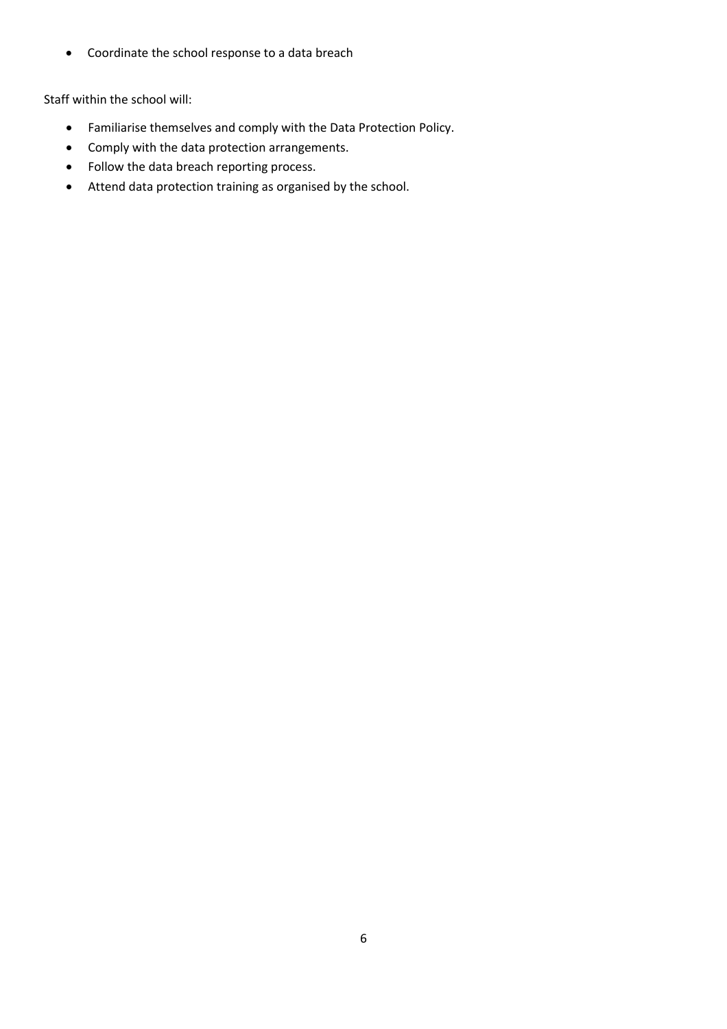- Coordinate the school response to a data breach

Staff within the school will:

- Familiarise themselves and comply with the Data Protection Policy.
- Comply with the data protection arrangements.
- Follow the data breach reporting process.
- Attend data protection training as organised by the school.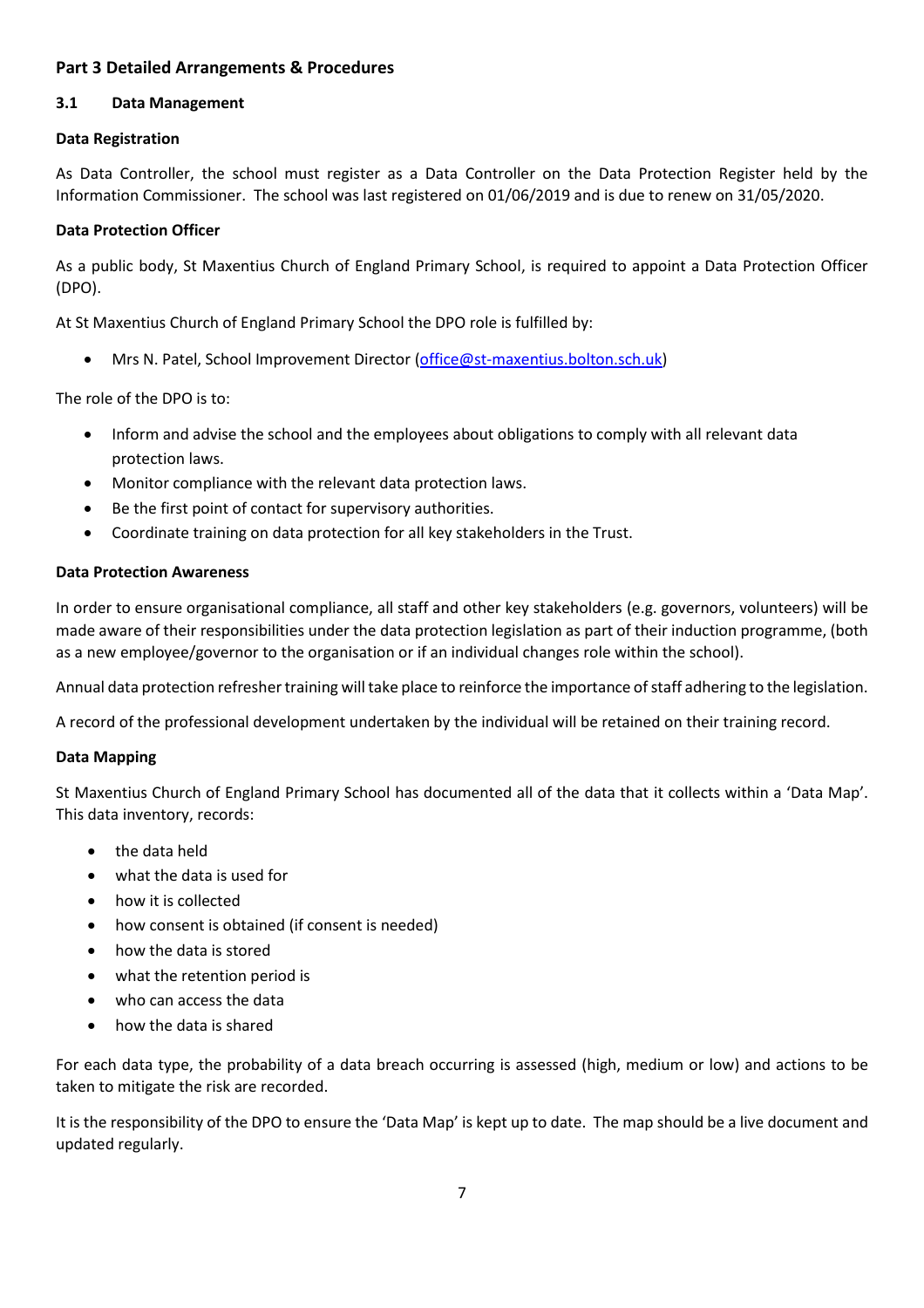## Part 3 Detailed Arrangements & Procedures

### 3.1 Data Management

**Data Registration**

As Data Controller, the school must register as a Data Controller on the Data Protection Register held by the Information Commissioner. The school was last registered on 01/06/2019 and is due to renew on 31/05/2020.

**Data Protection Officer**

As a public body, St Maxentius Church of England Primary School, is required to appoint a Data Protection Officer (DPO).

At St Maxentius Church of England Primary School the DPO role is fulfilled by:

- Mrs N. Patel, School Improvement Director (office@st-maxentius.bolton.sch.uk)

The role of the DPO is to:

- Inform and advise the school and the employees about obligations to comply with all relevant data protection laws.
- Monitor compliance with the relevant data protection laws.
- Be the first point of contact for supervisory authorities.
- Coordinate training on data protection for all key stakeholders in the Trust.

**Data Protection Awareness**

In order to ensure organisational compliance, all staff and other key stakeholders (e.g. governors, volunteers) will be made aware of their responsibilities under the data protection legislation as part of their induction programme, (both as a new employee/governor to the organisation or if an individual changes role within the school).

Annual data protection refresher training will take place to reinforce the importance of staff adhering to the legislation.

A record of the professional development undertaken by the individual will be retained on their training record.

**Data Mapping**

St Maxentius Church of England Primary School has documented all of the data that it collects within a 'Data Map'. This data inventory, records:

- the data held
- what the data is used for
- how it is collected
- how consent is obtained (if consent is needed)
- how the data is stored
- what the retention period is
- who can access the data
- how the data is shared

For each data type, the probability of a data breach occurring is assessed (high, medium or low) and actions to be taken to mitigate the risk are recorded.

It is the responsibility of the DPO to ensure the 'Data Map' is kept up to date. The map should be a live document and updated regularly.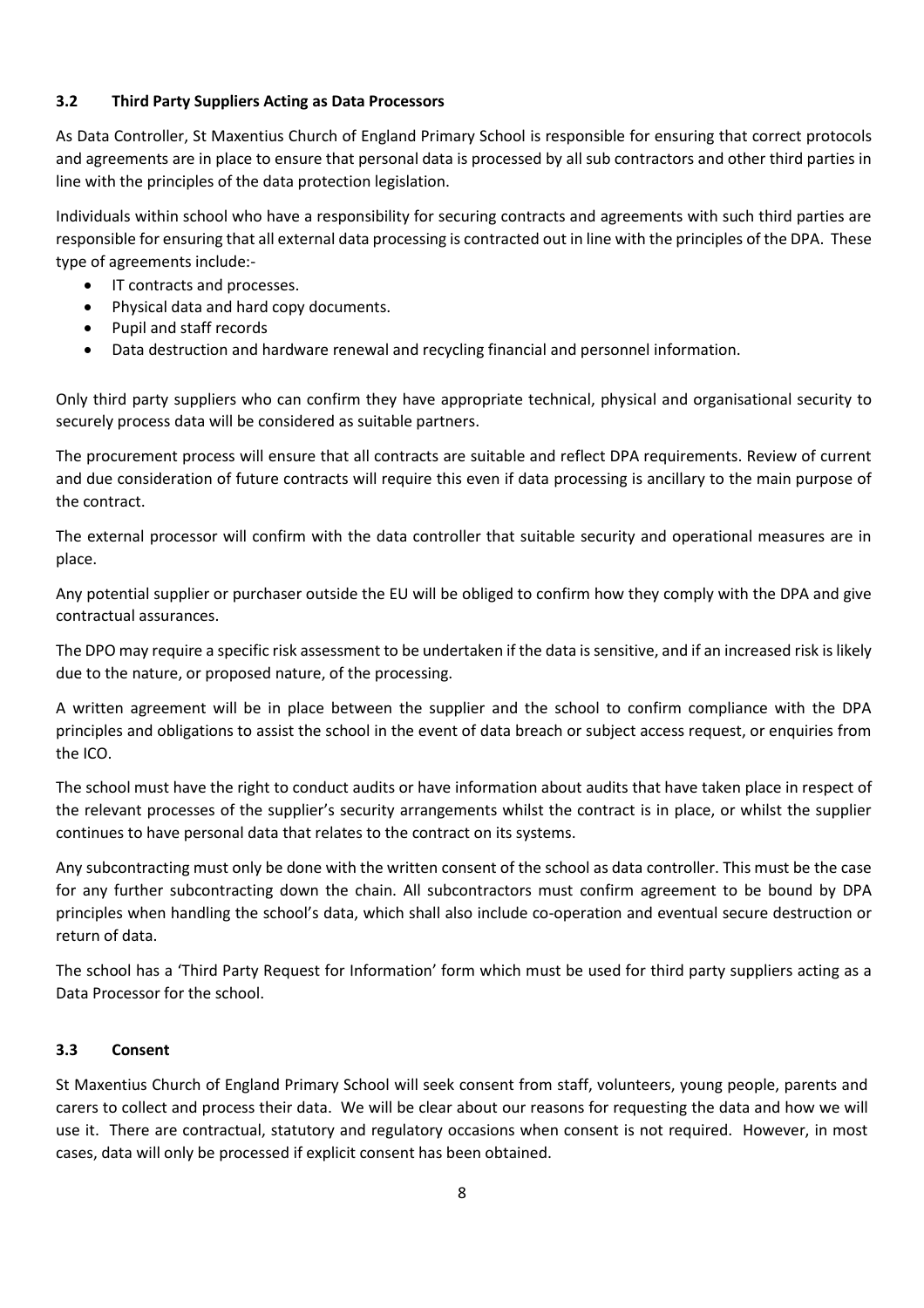### 3.2 Third Party Suppliers Acting as Data Processors

As Data Controller, St Maxentius Church of England Primary School is responsible for ensuring that correct protocols and agreements are in place to ensure that personal data is processed by all sub contractors and other third parties in line with the principles of the data protection legislation.

Individuals within school who have a responsibility for securing contracts and agreements with such third parties are responsible for ensuring that all external data processing is contracted out in line with the principles of the DPA. These type of agreements include:-

- IT contracts and processes.
- Physical data and hard copy documents.
- Pupil and staff records
- Data destruction and hardware renewal and recycling financial and personnel information.

Only third party suppliers who can confirm they have appropriate technical, physical and organisational security to securely process data will be considered as suitable partners.

The procurement process will ensure that all contracts are suitable and reflect DPA requirements. Review of current and due consideration of future contracts will require this even if data processing is ancillary to the main purpose of the contract.

The external processor will confirm with the data controller that suitable security and operational measures are in place.

Any potential supplier or purchaser outside the EU will be obliged to confirm how they comply with the DPA and give contractual assurances.

The DPO may require a specific risk assessment to be undertaken if the data is sensitive, and if an increased risk is likely due to the nature, or proposed nature, of the processing.

A written agreement will be in place between the supplier and the school to confirm compliance with the DPA principles and obligations to assist the school in the event of data breach or subject access request, or enquiries from the ICO.

The school must have the right to conduct audits or have information about audits that have taken place in respect of the relevant processes of the supplier's security arrangements whilst the contract is in place, or whilst the supplier continues to have personal data that relates to the contract on its systems.

Any subcontracting must only be done with the written consent of the school as data controller. This must be the case for any further subcontracting down the chain. All subcontractors must confirm agreement to be bound by DPA principles when handling the school's data, which shall also include co-operation and eventual secure destruction or return of data.

The school has a 'Third Party Request for Information' form which must be used for third party suppliers acting as a Data Processor for the school.

### 3.3 Consent

St Maxentius Church of England Primary School will seek consent from staff, volunteers, young people, parents and carers to collect and process their data. We will be clear about our reasons for requesting the data and how we will use it. There are contractual, statutory and regulatory occasions when consent is not required. However, in most cases, data will only be processed if explicit consent has been obtained.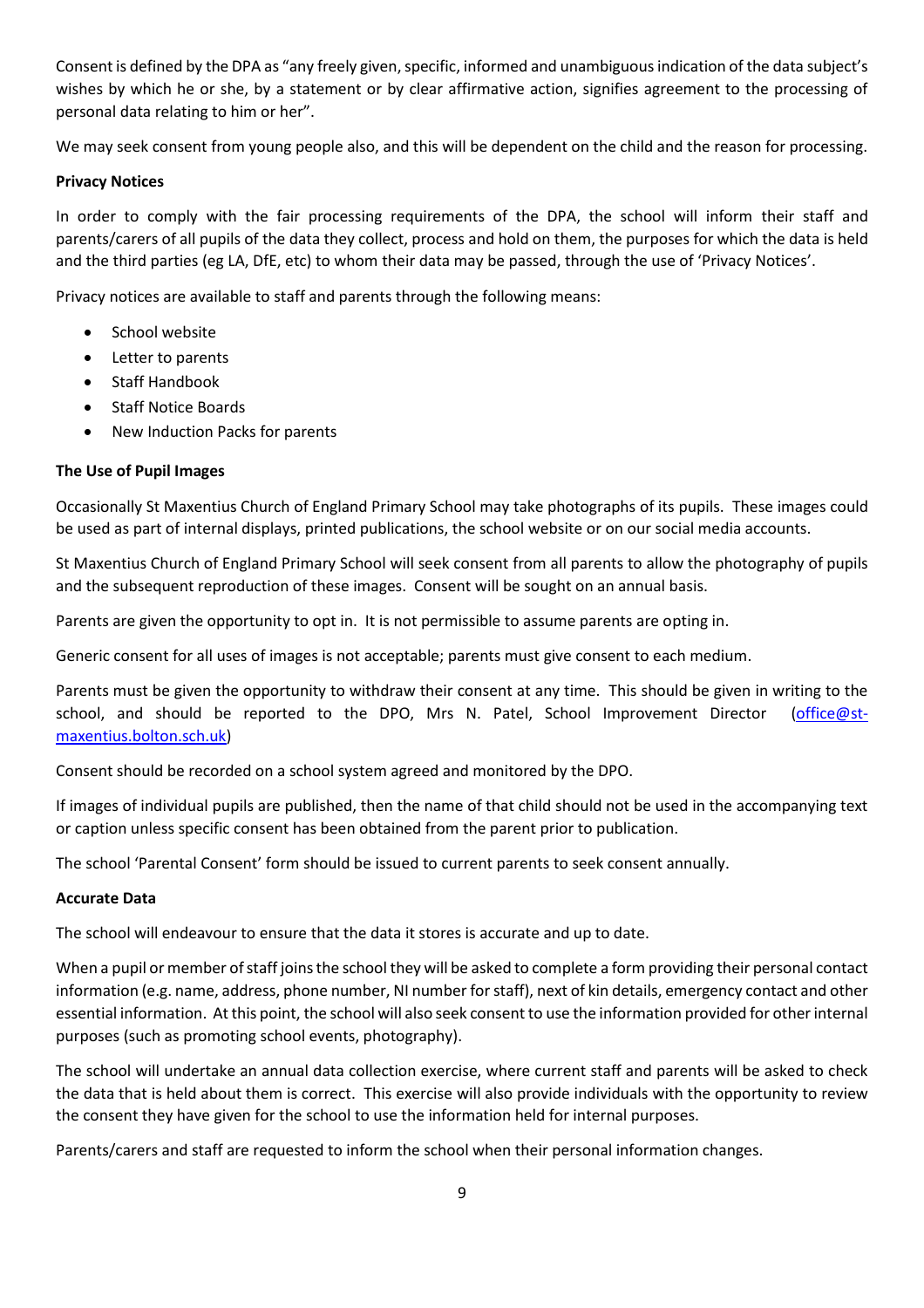Consent is defined by the DPA as "any freely given, specific, informed and unambiguous indication of the data subject's wishes by which he or she, by a statement or by clear affirmative action, signifies agreement to the processing of personal data relating to him or her".

We may seek consent from young people also, and this will be dependent on the child and the reason for processing.

**Privacy Notices**

In order to comply with the fair processing requirements of the DPA, the school will inform their staff and parents/carers of all pupils of the data they collect, process and hold on them, the purposes for which the data is held and the third parties (eg LA, DfE, etc) to whom their data may be passed, through the use of 'Privacy Notices'.

Privacy notices are available to staff and parents through the following means:

- School website
- Letter to parents
- Staff Handbook
- Staff Notice Boards
- New Induction Packs for parents

**The Use of Pupil Images**

Occasionally St Maxentius Church of England Primary School may take photographs of its pupils. These images could be used as part of internal displays, printed publications, the school website or on our social media accounts.

St Maxentius Church of England Primary School will seek consent from all parents to allow the photography of pupils and the subsequent reproduction of these images. Consent will be sought on an annual basis.

Parents are given the opportunity to opt in. It is not permissible to assume parents are opting in.

Generic consent for all uses of images is not acceptable; parents must give consent to each medium.

Parents must be given the opportunity to withdraw their consent at any time. This should be given in writing to the school, and should be reported to the DPO, Mrs N. Patel, School Improvement Director (office@st-maxentius.bolton.sch.uk)

Consent should be recorded on a school system agreed and monitored by the DPO.

If images of individual pupils are published, then the name of that child should not be used in the accompanying text or caption unless specific consent has been obtained from the parent prior to publication.

The school 'Parental Consent' form should be issued to current parents to seek consent annually.

**Accurate Data**

The school will endeavour to ensure that the data it stores is accurate and up to date.

When a pupil or member of staff joins the school they will be asked to complete a form providing their personal contact information (e.g. name, address, phone number, NI number for staff), next of kin details, emergency contact and other essential information. At this point, the school will also seek consent to use the information provided for other internal purposes (such as promoting school events, photography).

The school will undertake an annual data collection exercise, where current staff and parents will be asked to check the data that is held about them is correct. This exercise will also provide individuals with the opportunity to review the consent they have given for the school to use the information held for internal purposes.

Parents/carers and staff are requested to inform the school when their personal information changes.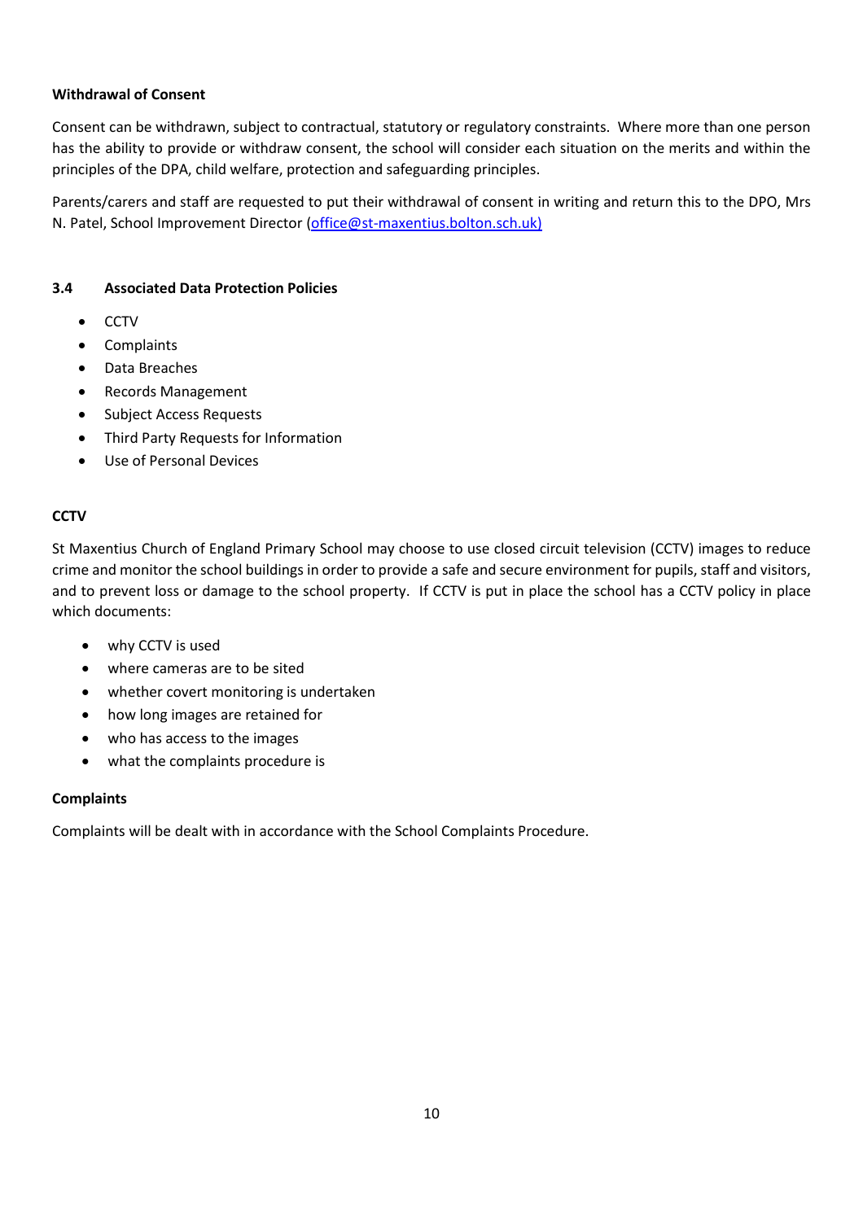**Withdrawal of Consent**

Consent can be withdrawn, subject to contractual, statutory or regulatory constraints. Where more than one person has the ability to provide or withdraw consent, the school will consider each situation on the merits and within the principles of the DPA, child welfare, protection and safeguarding principles.

Parents/carers and staff are requested to put their withdrawal of consent in writing and return this to the DPO, Mrs N. Patel, School Improvement Director (office@st-maxentius.bolton.sch.uk)

### 3.4 Associated Data Protection Policies

- CCTV
- Complaints
- Data Breaches
- Records Management
- Subject Access Requests
- Third Party Requests for Information
- Use of Personal Devices

**CCTV**

St Maxentius Church of England Primary School may choose to use closed circuit television (CCTV) images to reduce crime and monitor the school buildings in order to provide a safe and secure environment for pupils, staff and visitors, and to prevent loss or damage to the school property. If CCTV is put in place the school has a CCTV policy in place which documents:

- why CCTV is used
- where cameras are to be sited
- whether covert monitoring is undertaken
- how long images are retained for
- who has access to the images
- what the complaints procedure is

**Complaints**

Complaints will be dealt with in accordance with the School Complaints Procedure.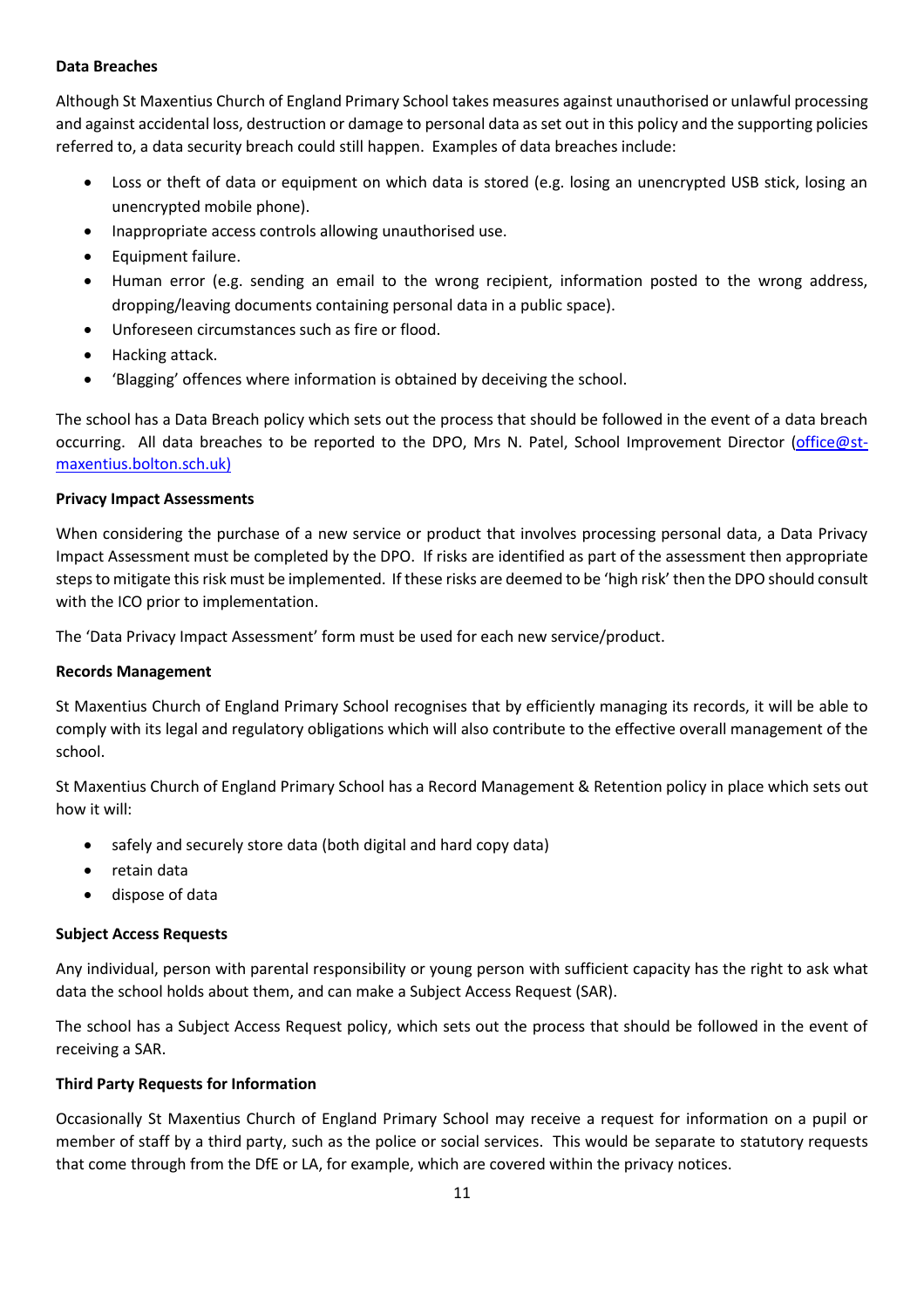**Data Breaches**

Although St Maxentius Church of England Primary School takes measures against unauthorised or unlawful processing and against accidental loss, destruction or damage to personal data as set out in this policy and the supporting policies referred to, a data security breach could still happen. Examples of data breaches include:

- Loss or theft of data or equipment on which data is stored (e.g. losing an unencrypted USB stick, losing an unencrypted mobile phone).
- Inappropriate access controls allowing unauthorised use.
- Equipment failure.
- Human error (e.g. sending an email to the wrong recipient, information posted to the wrong address, dropping/leaving documents containing personal data in a public space).
- Unforeseen circumstances such as fire or flood.
- Hacking attack.
- 'Blagging' offences where information is obtained by deceiving the school.

The school has a Data Breach policy which sets out the process that should be followed in the event of a data breach occurring. All data breaches to be reported to the DPO, Mrs N. Patel, School Improvement Director (office@st-maxentius.bolton.sch.uk)

**Privacy Impact Assessments**

When considering the purchase of a new service or product that involves processing personal data, a Data Privacy Impact Assessment must be completed by the DPO. If risks are identified as part of the assessment then appropriate steps to mitigate this risk must be implemented. If these risks are deemed to be 'high risk' then the DPO should consult with the ICO prior to implementation.

The 'Data Privacy Impact Assessment' form must be used for each new service/product.

**Records Management**

St Maxentius Church of England Primary School recognises that by efficiently managing its records, it will be able to comply with its legal and regulatory obligations which will also contribute to the effective overall management of the school.

St Maxentius Church of England Primary School has a Record Management & Retention policy in place which sets out how it will:

- safely and securely store data (both digital and hard copy data)
- retain data
- dispose of data

**Subject Access Requests**

Any individual, person with parental responsibility or young person with sufficient capacity has the right to ask what data the school holds about them, and can make a Subject Access Request (SAR).

The school has a Subject Access Request policy, which sets out the process that should be followed in the event of receiving a SAR.

**Third Party Requests for Information**

Occasionally St Maxentius Church of England Primary School may receive a request for information on a pupil or member of staff by a third party, such as the police or social services. This would be separate to statutory requests that come through from the DfE or LA, for example, which are covered within the privacy notices.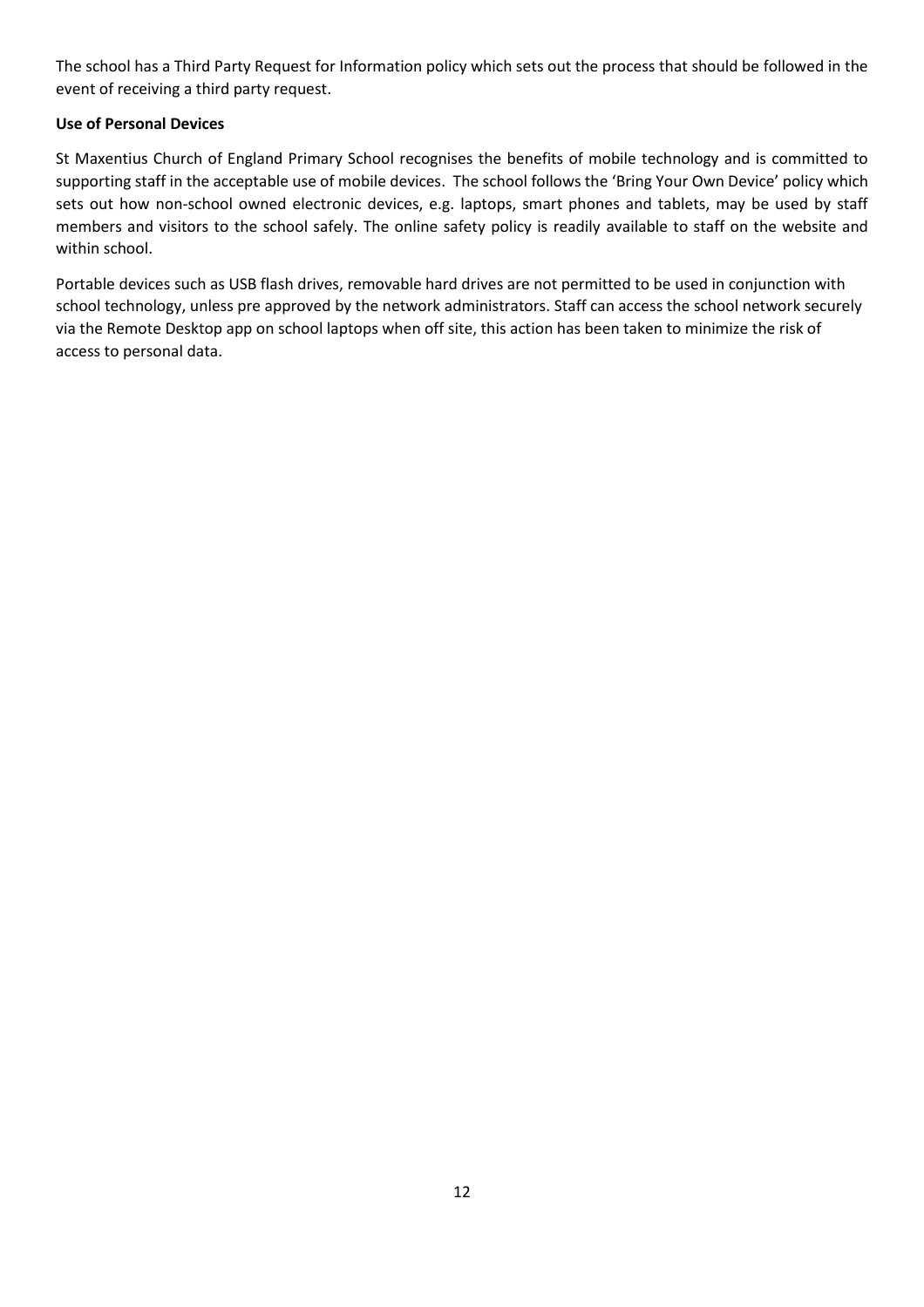The school has a Third Party Request for Information policy which sets out the process that should be followed in the event of receiving a third party request.

**Use of Personal Devices**

St Maxentius Church of England Primary School recognises the benefits of mobile technology and is committed to supporting staff in the acceptable use of mobile devices. The school follows the 'Bring Your Own Device' policy which sets out how non-school owned electronic devices, e.g. laptops, smart phones and tablets, may be used by staff members and visitors to the school safely. The online safety policy is readily available to staff on the website and within school.

Portable devices such as USB flash drives, removable hard drives are not permitted to be used in conjunction with school technology, unless pre approved by the network administrators. Staff can access the school network securely via the Remote Desktop app on school laptops when off site, this action has been taken to minimize the risk of access to personal data.